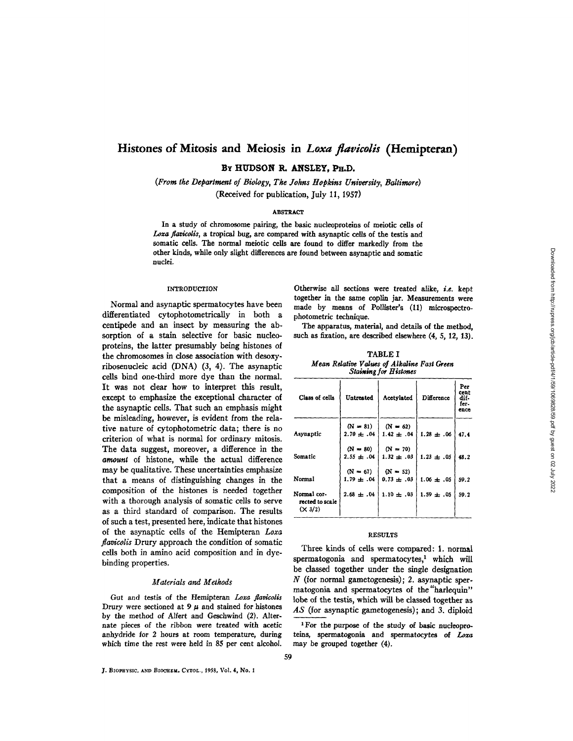# Histones of Mitosis and Meiosis in *Loxa flavicolis* (Hemipteran)

By HUDSON R. ANSLEY, Ph.D.

*(From the Department of Biology, The Johns Hopkins University, Baltimore)*

(Received for publication, July 11, 1957)

### ABSTRACT

In a study of chromosome pairing, the basic nucleoproteins of meiotic cells of *Loxa flavicolis*, a tropical bug, are compared with asynaptic cells of the testis and somatic cells. The normal meiotic cells are found to differ markedly from the other kinds, while only slight differences are found between asynaptic and somatic nuclei.

## INTRODUCTION

Normal and asynaptic spermatocytes have been differentiated cytophotometrically in both a centipede and an insect by measuring the absorption of a stain selective for basic nucleoproteins, the latter presumably being histones of the chromosomes in close association with desoxyribosenucleic acid (DNA) (3, 4). The asynaptic cells bind one-third more dye than the normal. It was not clear how to interpret this result, except to emphasize the exceptional character of the asynaptic cells. That such an emphasis might be misleading, however, is evident from the relative nature of cytophotometric data; there is no criterion of what is normal for ordinary mitosis. The data suggest, moreover, a difference in the *amount* of histone, while the actual difference may be qualitative. These uncertainties emphasize that a means of distinguishing changes in the composition of the histones is needed together with a thorough analysis of somatic cells to serve as a third standard of comparison. The results of such a test, presented here, indicate that histones of the asynaptic cells of the Hemipteran *Loxa flavicolis* Drury approach the condition of somatic cells both in amino acid composition and in dye-binding properties.

### *Materials and Methods*

Gut and testis of the Hemipteran *Loxa flavicolis* Drury were sectioned at 9 $\mu$ and stained for histones by the method of Alfert and Geschwind (2). Alternate pieces of the ribbon were treated with acetic anhydride for 2 hours at room temperature, during which time the rest were held in 85 per cent alcohol. Otherwise all sections were treated alike, *i.e.* kept together in the same coplin jar. Measurements were made by means of Pollister's (11) microspectrophotometric technique.

The apparatus, material, and details of the method, such as fixation, are described elsewhere (4, 5, 12, 13).

TABLE I

*Mean Relative Values of Alkaline Fast Green Staining for Histones*

| Class of cells | Untreated | Acetylated | Difference | Per cent difference |
|---|---|---|---|---|
| Asynaptic | (N = 81) 2.70 ± .04 | (N = 62) 1.42 ± .04 | 1.28 ± .06 | 47.4 |
| Somatic | (N = 80) 2.55 ± .04 | (N = 70) 1.32 ± .03 | 1.23 ± .05 | 48.2 |
| Normal | (N = 67) 1.79 ± .04 | (N = 52) 0.73 ± .03 | 1.06 ± .05 | 59.2 |
| Normal corrected to scale (× 3/2) | 2.68 ± .04 | 1.10 ± .03 | 1.59 ± .05 | 59.2 |

## RESULTS

Three kinds of cells were compared: 1. normal spermatogonia and spermatocytes,[1] which will be classed together under the single designation *N* (for normal gametogenesis); 2. asynaptic spermatogonia and spermatocytes of the "harlequin" lobe of the testis, which will be classed together as *AS* (for asynaptic gametogenesis); and 3. diploid

[1] For the purpose of the study of basic nucleoproteins, spermatogonia and spermatocytes of *Loxa* may be grouped together (4).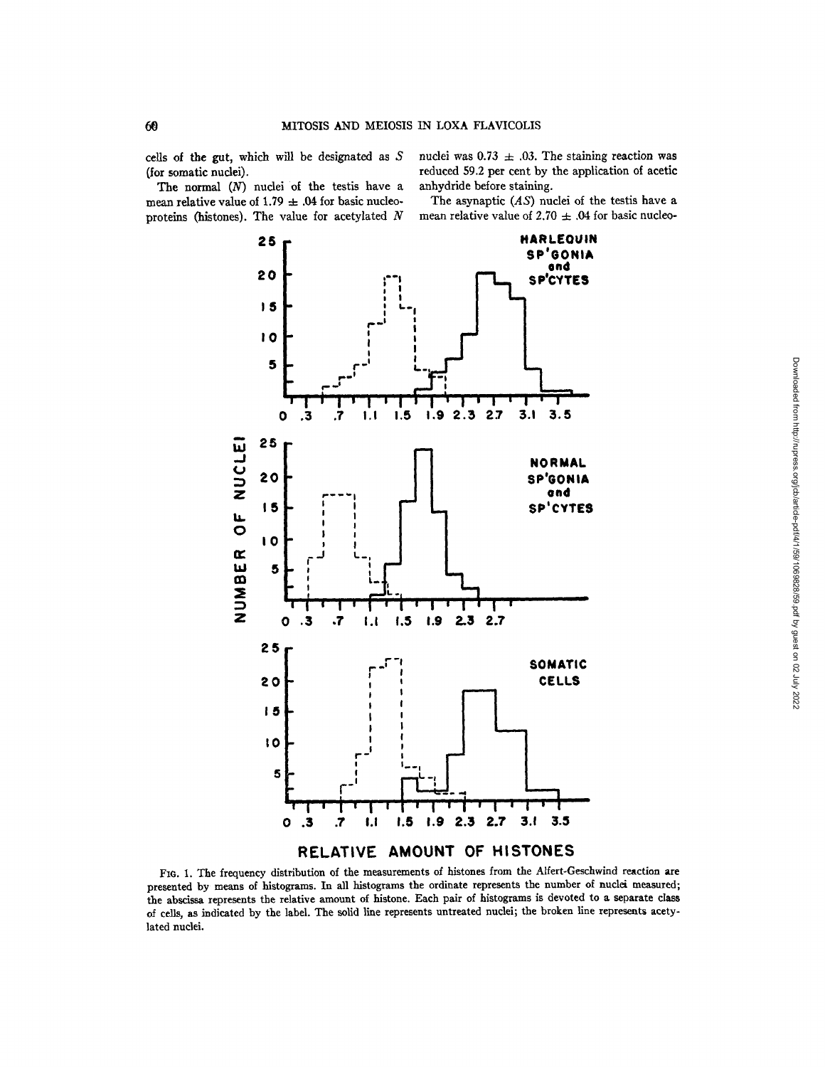cells of the gut, which will be designated as *S* (for somatic nuclei).

The normal (*N*) nuclei of the testis have a mean relative value of 1.79 ± .04 for basic nucleoproteins (histones). The value for acetylated *N* nuclei was 0.73 ± .03. The staining reaction was reduced 59.2 per cent by the application of acetic anhydride before staining.

The asynaptic (*AS*) nuclei of the testis have a mean relative value of 2.70 ± .04 for basic nucleo-

FIG. 1. The frequency distribution of the measurements of histones from the Alfert-Geschwind reaction are presented by means of histograms. In all histograms the ordinate represents the number of nuclei measured; the abscissa represents the relative amount of histone. Each pair of histograms is devoted to a separate class of cells, as indicated by the label. The solid line represents untreated nuclei; the broken line represents acetylated nuclei.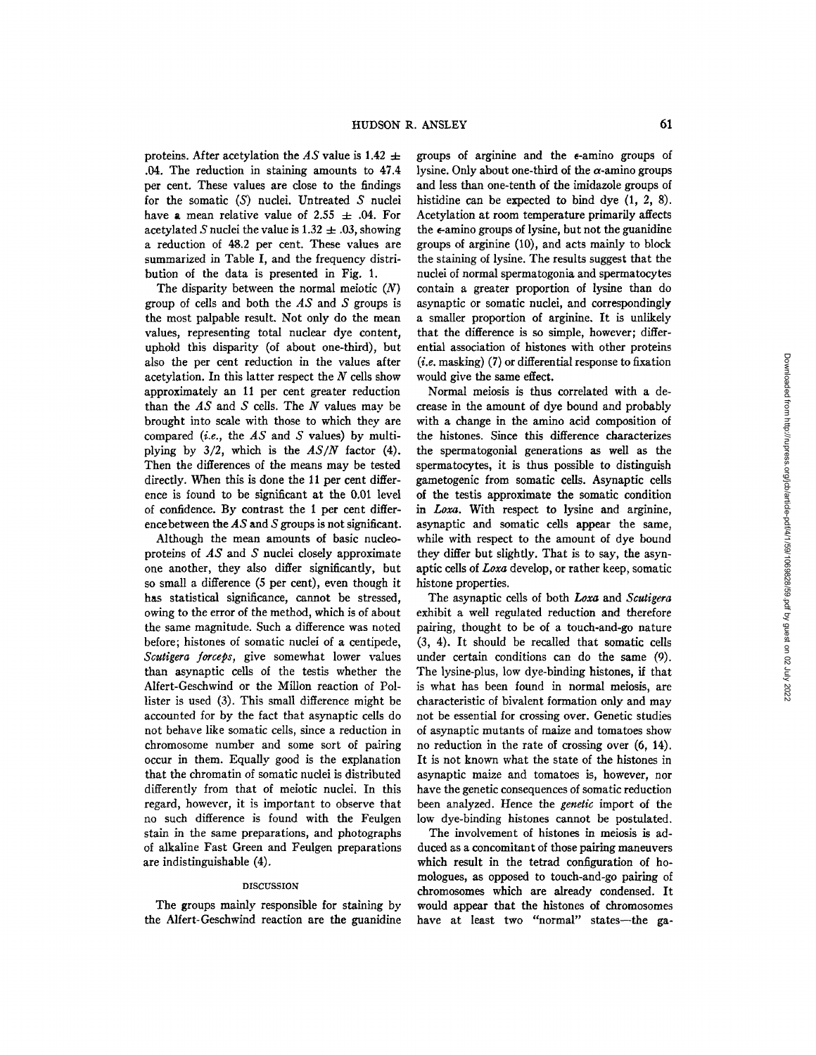proteins. After acetylation the *AS* value is 1.42 ± .04. The reduction in staining amounts to 47.4 per cent. These values are close to the findings for the somatic (*S*) nuclei. Untreated *S* nuclei have a mean relative value of 2.55 ± .04. For acetylated *S* nuclei the value is 1.32 ± .03, showing a reduction of 48.2 per cent. These values are summarized in Table I, and the frequency distribution of the data is presented in Fig. 1.

The disparity between the normal meiotic (*N*) group of cells and both the *AS* and *S* groups is the most palpable result. Not only do the mean values, representing total nuclear dye content, uphold this disparity (of about one-third), but also the per cent reduction in the values after acetylation. In this latter respect the *N* cells show approximately an 11 per cent greater reduction than the *AS* and *S* cells. The *N* values may be brought into scale with those to which they are compared (*i.e.*, the *AS* and *S* values) by multiplying by 3/2, which is the *AS/N* factor (4). Then the differences of the means may be tested directly. When this is done the 11 per cent difference is found to be significant at the 0.01 level of confidence. By contrast the 1 per cent difference between the *AS* and *S* groups is not significant.

Although the mean amounts of basic nucleoproteins of *AS* and *S* nuclei closely approximate one another, they also differ significantly, but so small a difference (5 per cent), even though it has statistical significance, cannot be stressed, owing to the error of the method, which is of about the same magnitude. Such a difference was noted before; histones of somatic nuclei of a centipede, *Scutigera forceps*, give somewhat lower values than asynaptic cells of the testis whether the Alfert-Geschwind or the Millon reaction of Pollister is used (3). This small difference might be accounted for by the fact that asynaptic cells do not behave like somatic cells, since a reduction in chromosome number and some sort of pairing occur in them. Equally good is the explanation that the chromatin of somatic nuclei is distributed differently from that of meiotic nuclei. In this regard, however, it is important to observe that no such difference is found with the Feulgen stain in the same preparations, and photographs of alkaline Fast Green and Feulgen preparations are indistinguishable (4).

## DISCUSSION

The groups mainly responsible for staining by the Alfert-Geschwind reaction are the guanidine groups of arginine and the $\epsilon$-amino groups of lysine. Only about one-third of the $\alpha$-amino groups and less than one-tenth of the imidazole groups of histidine can be expected to bind dye (1, 2, 8). Acetylation at room temperature primarily affects the $\epsilon$-amino groups of lysine, but not the guanidine groups of arginine (10), and acts mainly to block the staining of lysine. The results suggest that the nuclei of normal spermatogonia and spermatocytes contain a greater proportion of lysine than do asynaptic or somatic nuclei, and correspondingly a smaller proportion of arginine. It is unlikely that the difference is so simple, however; differential association of histones with other proteins (*i.e.* masking) (7) or differential response to fixation would give the same effect.

Normal meiosis is thus correlated with a decrease in the amount of dye bound and probably with a change in the amino acid composition of the histones. Since this difference characterizes the spermatogonial generations as well as the spermatocytes, it is thus possible to distinguish gametogenic from somatic cells. Asynaptic cells of the testis approximate the somatic condition in *Loxa*. With respect to lysine and arginine, asynaptic and somatic cells appear the same, while with respect to the amount of dye bound they differ but slightly. That is to say, the asynaptic cells of *Loxa* develop, or rather keep, somatic histone properties.

The asynaptic cells of both *Loxa* and *Scutigera* exhibit a well regulated reduction and therefore pairing, thought to be of a touch-and-go nature (3, 4). It should be recalled that somatic cells under certain conditions can do the same (9). The lysine-plus, low dye-binding histones, if that is what has been found in normal meiosis, are characteristic of bivalent formation only and may not be essential for crossing over. Genetic studies of asynaptic mutants of maize and tomatoes show no reduction in the rate of crossing over (6, 14). It is not known what the state of the histones in asynaptic maize and tomatoes is, however, nor have the genetic consequences of somatic reduction been analyzed. Hence the *genetic* import of the low dye-binding histones cannot be postulated.

The involvement of histones in meiosis is adduced as a concomitant of those pairing maneuvers which result in the tetrad configuration of homologues, as opposed to touch-and-go pairing of chromosomes which are already condensed. It would appear that the histones of chromosomes have at least two "normal" states—the ga-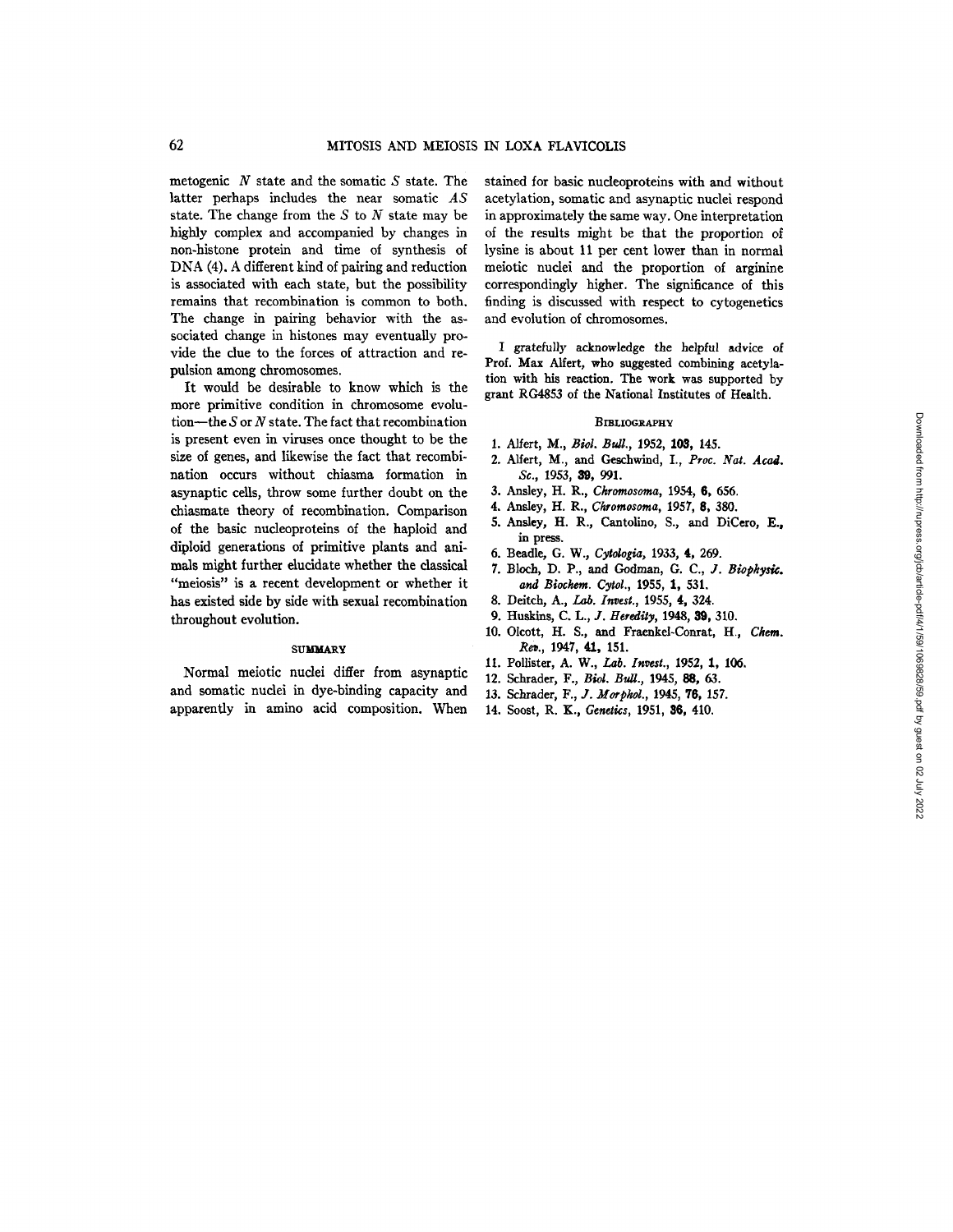metogenic $N$ state and the somatic $S$ state. The latter perhaps includes the near somatic $AS$ state. The change from the $S$ to $N$ state may be highly complex and accompanied by changes in non-histone protein and time of synthesis of DNA (4). A different kind of pairing and reduction is associated with each state, but the possibility remains that recombination is common to both. The change in pairing behavior with the associated change in histones may eventually provide the clue to the forces of attraction and repulsion among chromosomes.

It would be desirable to know which is the more primitive condition in chromosome evolution—the $S$ or $N$ state. The fact that recombination is present even in viruses once thought to be the size of genes, and likewise the fact that recombination occurs without chiasma formation in asynaptic cells, throw some further doubt on the chiasmate theory of recombination. Comparison of the basic nucleoproteins of the haploid and diploid generations of primitive plants and animals might further elucidate whether the classical "meiosis" is a recent development or whether it has existed side by side with sexual recombination throughout evolution.

## SUMMARY

Normal meiotic nuclei differ from asynaptic and somatic nuclei in dye-binding capacity and apparently in amino acid composition. When stained for basic nucleoproteins with and without acetylation, somatic and asynaptic nuclei respond in approximately the same way. One interpretation of the results might be that the proportion of lysine is about 11 per cent lower than in normal meiotic nuclei and the proportion of arginine correspondingly higher. The significance of this finding is discussed with respect to cytogenetics and evolution of chromosomes.

I gratefully acknowledge the helpful advice of Prof. Max Alfert, who suggested combining acetylation with his reaction. The work was supported by grant RG4853 of the National Institutes of Health.

## BIBLIOGRAPHY

1. Alfert, M., *Biol. Bull.*, 1952, **103**, 145.
2. Alfert, M., and Geschwind, I., *Proc. Nat. Acad. Sc.*, 1953, **39**, 991.
3. Ansley, H. R., *Chromosoma*, 1954, **6**, 656.
4. Ansley, H. R., *Chromosoma*, 1957, **8**, 380.
5. Ansley, H. R., Cantolino, S., and DiCero, E., in press.
6. Beadle, G. W., *Cytologia*, 1933, **4**, 269.
7. Bloch, D. P., and Godman, G. C., *J. Biophysic. and Biochem. Cytol.*, 1955, **1**, 531.
8. Deitch, A., *Lab. Invest.*, 1955, **4**, 324.
9. Huskins, C. L., *J. Heredity*, 1948, **39**, 310.
10. Olcott, H. S., and Fraenkel-Conrat, H., *Chem. Rev.*, 1947, **41**, 151.
11. Pollister, A. W., *Lab. Invest.*, 1952, **1**, 106.
12. Schrader, F., *Biol. Bull.*, 1945, **88**, 63.
13. Schrader, F., *J. Morphol.*, 1945, **76**, 157.
14. Soost, R. K., *Genetics*, 1951, **36**, 410.